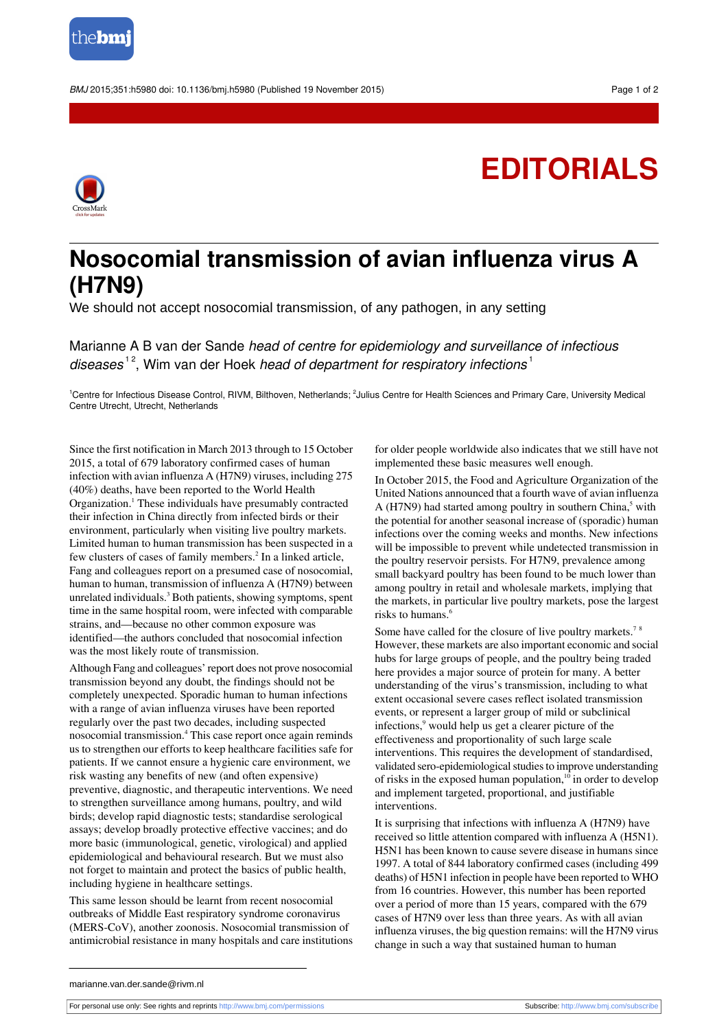# EDITORIALS

# Nosocomial transmission of avian influenza virus A (H7N9)

We should not accept nosocomial transmission, of any pathogen, in any setting

Marianne A B van der Sande *head of centre for epidemiology and surveillance of infectious diseases*[1,2], Wim van der Hoek *head of department for respiratory infections*[1]

[1]Centre for Infectious Disease Control, RIVM, Bilthoven, Netherlands; [2]Julius Centre for Health Sciences and Primary Care, University Medical Centre Utrecht, Utrecht, Netherlands

Since the first notification in March 2013 through to 15 October 2015, a total of 679 laboratory confirmed cases of human infection with avian influenza A (H7N9) viruses, including 275 (40%) deaths, have been reported to the World Health Organization.[1] These individuals have presumably contracted their infection in China directly from infected birds or their environment, particularly when visiting live poultry markets. Limited human to human transmission has been suspected in a few clusters of cases of family members.[2] In a linked article, Fang and colleagues report on a presumed case of nosocomial, human to human, transmission of influenza A (H7N9) between unrelated individuals.[3] Both patients, showing symptoms, spent time in the same hospital room, were infected with comparable strains, and—because no other common exposure was identified—the authors concluded that nosocomial infection was the most likely route of transmission.

Although Fang and colleagues' report does not prove nosocomial transmission beyond any doubt, the findings should not be completely unexpected. Sporadic human to human infections with a range of avian influenza viruses have been reported regularly over the past two decades, including suspected nosocomial transmission.[4] This case report once again reminds us to strengthen our efforts to keep healthcare facilities safe for patients. If we cannot ensure a hygienic care environment, we risk wasting any benefits of new (and often expensive) preventive, diagnostic, and therapeutic interventions. We need to strengthen surveillance among humans, poultry, and wild birds; develop rapid diagnostic tests; standardise serological assays; develop broadly protective effective vaccines; and do more basic (immunological, genetic, virological) and applied epidemiological and behavioural research. But we must also not forget to maintain and protect the basics of public health, including hygiene in healthcare settings.

This same lesson should be learnt from recent nosocomial outbreaks of Middle East respiratory syndrome coronavirus (MERS-CoV), another zoonosis. Nosocomial transmission of antimicrobial resistance in many hospitals and care institutions for older people worldwide also indicates that we still have not implemented these basic measures well enough.

In October 2015, the Food and Agriculture Organization of the United Nations announced that a fourth wave of avian influenza A (H7N9) had started among poultry in southern China,[5] with the potential for another seasonal increase of (sporadic) human infections over the coming weeks and months. New infections will be impossible to prevent while undetected transmission in the poultry reservoir persists. For H7N9, prevalence among small backyard poultry has been found to be much lower than among poultry in retail and wholesale markets, implying that the markets, in particular live poultry markets, pose the largest risks to humans.[6]

Some have called for the closure of live poultry markets.[7,8] However, these markets are also important economic and social hubs for large groups of people, and the poultry being traded here provides a major source of protein for many. A better understanding of the virus's transmission, including to what extent occasional severe cases reflect isolated transmission events, or represent a larger group of mild or subclinical infections,[9] would help us get a clearer picture of the effectiveness and proportionality of such large scale interventions. This requires the development of standardised, validated sero-epidemiological studies to improve understanding of risks in the exposed human population,[10] in order to develop and implement targeted, proportional, and justifiable interventions.

It is surprising that infections with influenza A (H7N9) have received so little attention compared with influenza A (H5N1). H5N1 has been known to cause severe disease in humans since 1997. A total of 844 laboratory confirmed cases (including 499 deaths) of H5N1 infection in people have been reported to WHO from 16 countries. However, this number has been reported over a period of more than 15 years, compared with the 679 cases of H7N9 over less than three years. As with all avian influenza viruses, the big question remains: will the H7N9 virus change in such a way that sustained human to human

marianne.van.der.sande@rivm.nl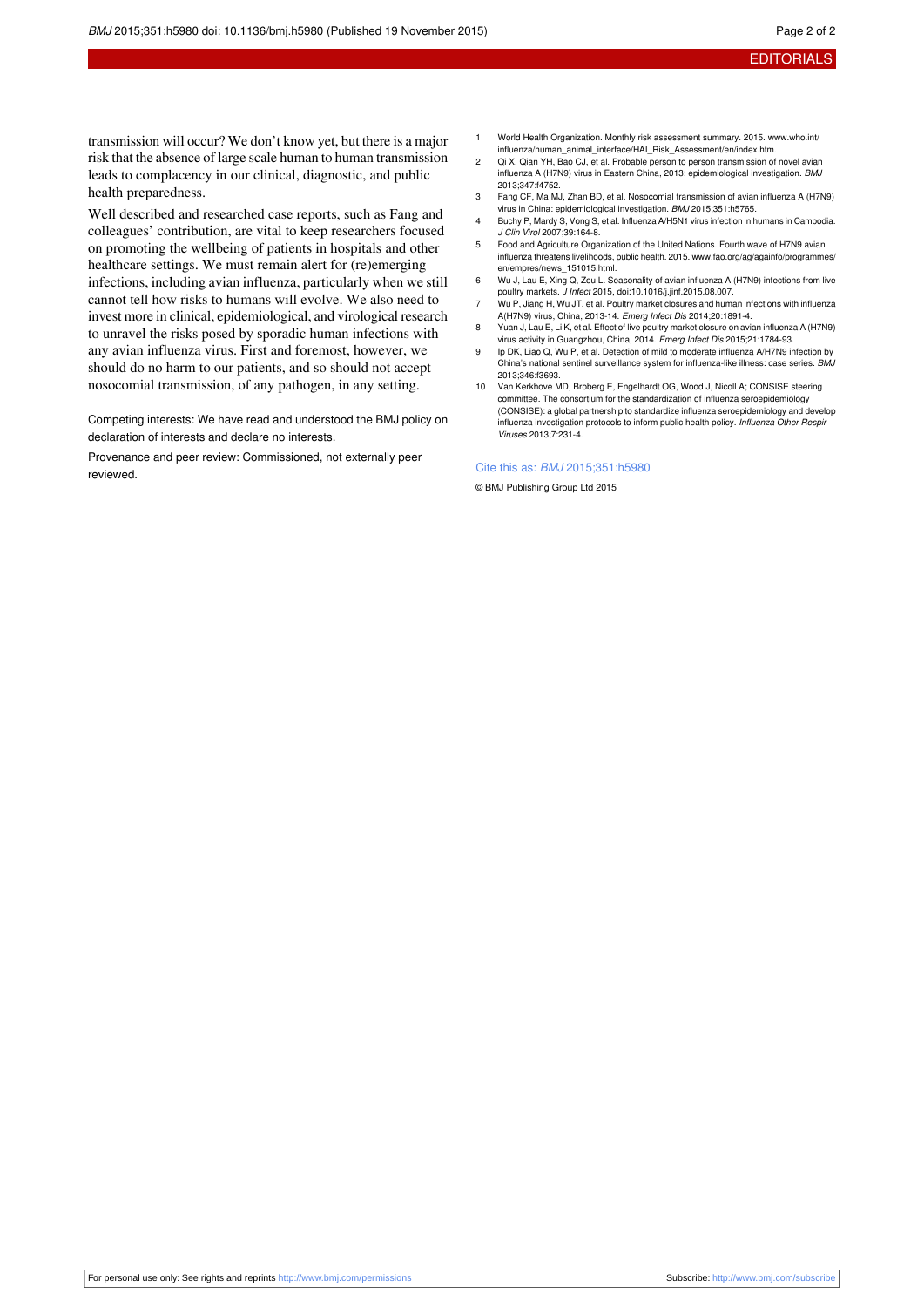transmission will occur? We don't know yet, but there is a major risk that the absence of large scale human to human transmission leads to complacency in our clinical, diagnostic, and public health preparedness.

Well described and researched case reports, such as Fang and colleagues' contribution, are vital to keep researchers focused on promoting the wellbeing of patients in hospitals and other healthcare settings. We must remain alert for (re)emerging infections, including avian influenza, particularly when we still cannot tell how risks to humans will evolve. We also need to invest more in clinical, epidemiological, and virological research to unravel the risks posed by sporadic human infections with any avian influenza virus. First and foremost, however, we should do no harm to our patients, and so should not accept nosocomial transmission, of any pathogen, in any setting.

Competing interests: We have read and understood the BMJ policy on declaration of interests and declare no interests.

Provenance and peer review: Commissioned, not externally peer reviewed.

1. World Health Organization. Monthly risk assessment summary. 2015. www.who.int/influenza/human_animal_interface/HAI_Risk_Assessment/en/index.htm.
2. Qi X, Qian YH, Bao CJ, et al. Probable person to person transmission of novel avian influenza A (H7N9) virus in Eastern China, 2013: epidemiological investigation. *BMJ* 2013;347:f4752.
3. Fang CF, Ma MJ, Zhan BD, et al. Nosocomial transmission of avian influenza A (H7N9) virus in China: epidemiological investigation. *BMJ* 2015;351:h5765.
4. Buchy P, Mardy S, Vong S, et al. Influenza A/H5N1 virus infection in humans in Cambodia. *J Clin Virol* 2007;39:164-8.
5. Food and Agriculture Organization of the United Nations. Fourth wave of H7N9 avian influenza threatens livelihoods, public health. 2015. www.fao.org/ag/againfo/programmes/en/empres/news_151015.html.
6. Wu J, Lau E, Xing Q, Zou L. Seasonality of avian influenza A (H7N9) infections from live poultry markets. *J Infect* 2015, doi:10.1016/j.jinf.2015.08.007.
7. Wu P, Jiang H, Wu JT, et al. Poultry market closures and human infections with influenza A(H7N9) virus, China, 2013-14. *Emerg Infect Dis* 2014;20:1891-4.
8. Yuan J, Lau E, Li K, et al. Effect of live poultry market closure on avian influenza A (H7N9) virus activity in Guangzhou, China, 2014. *Emerg Infect Dis* 2015;21:1784-93.
9. Ip DK, Liao Q, Wu P, et al. Detection of mild to moderate influenza A/H7N9 infection by China's national sentinel surveillance system for influenza-like illness: case series. *BMJ* 2013;346:f3693.
10. Van Kerkhove MD, Broberg E, Engelhardt OG, Wood J, Nicoll A; CONSISE steering committee. The consortium for the standardization of influenza seroepidemiology (CONSISE): a global partnership to standardize influenza seroepidemiology and develop influenza investigation protocols to inform public health policy. *Influenza Other Respir Viruses* 2013;7:231-4.

Cite this as: *BMJ* 2015;351:h5980

© BMJ Publishing Group Ltd 2015